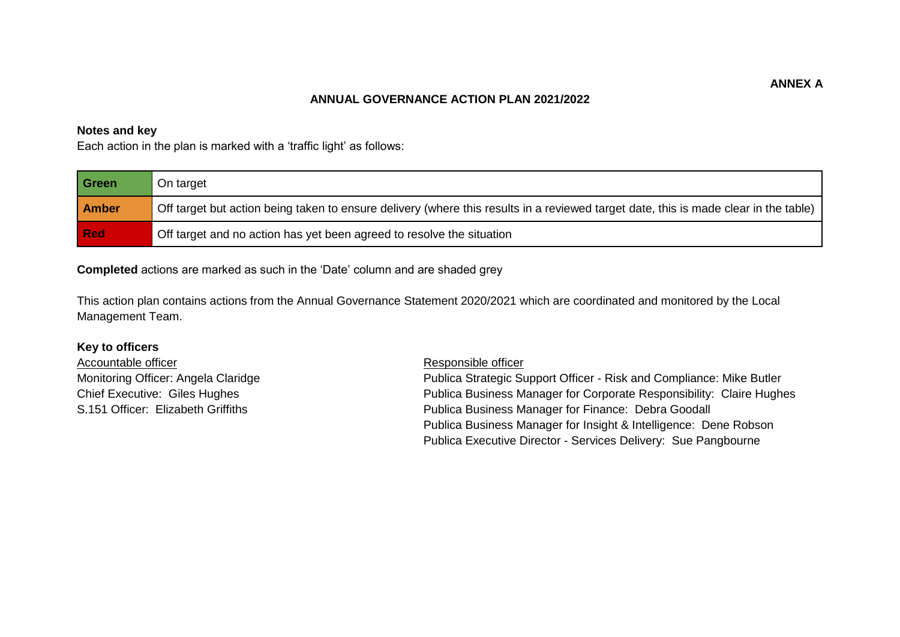**ANNEX A**

# ANNUAL GOVERNANCE ACTION PLAN 2021/2022

**Notes and key**

Each action in the plan is marked with a 'traffic light' as follows:

| | |
|---|---|
| **Green** | On target |
| **Amber** | Off target but action being taken to ensure delivery (where this results in a reviewed target date, this is made clear in the table) |
| **Red** | Off target and no action has yet been agreed to resolve the situation |

**Completed** actions are marked as such in the 'Date' column and are shaded grey

This action plan contains actions from the Annual Governance Statement 2020/2021 which are coordinated and monitored by the Local Management Team.

**Key to officers**

Accountable officer

Monitoring Officer: Angela Claridge
Chief Executive: Giles Hughes
S.151 Officer: Elizabeth Griffiths

Responsible officer

Publica Strategic Support Officer - Risk and Compliance: Mike Butler
Publica Business Manager for Corporate Responsibility: Claire Hughes
Publica Business Manager for Finance: Debra Goodall
Publica Business Manager for Insight & Intelligence: Dene Robson
Publica Executive Director - Services Delivery: Sue Pangbourne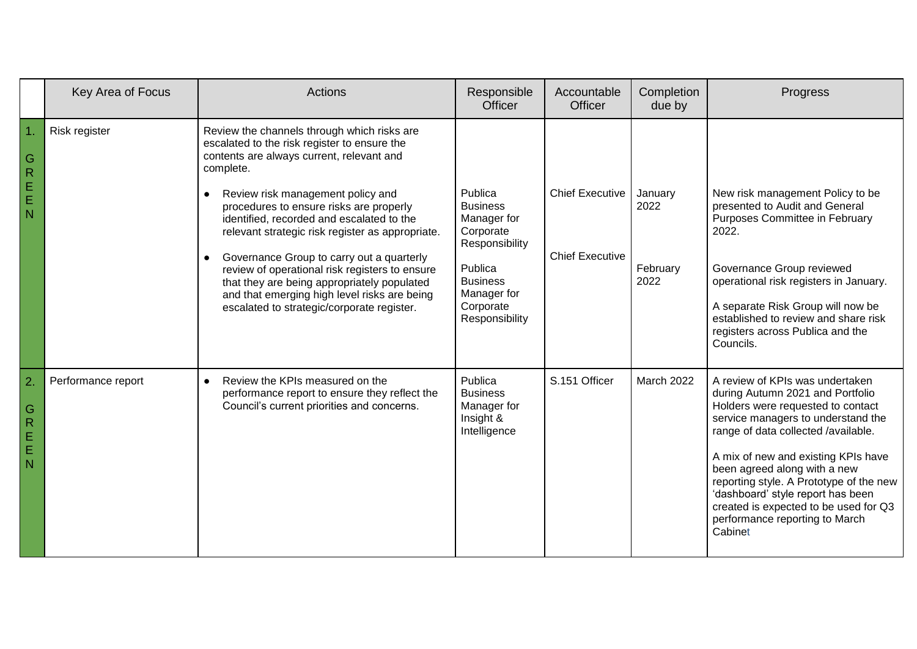| | Key Area of Focus | Actions | Responsible Officer | Accountable Officer | Completion due by | Progress |
|---|---|---|---|---|---|---|
| 1. GREEN | Risk register | Review the channels through which risks are escalated to the risk register to ensure the contents are always current, relevant and complete.<br><br>● Review risk management policy and procedures to ensure risks are properly identified, recorded and escalated to the relevant strategic risk register as appropriate.<br><br>● Governance Group to carry out a quarterly review of operational risk registers to ensure that they are being appropriately populated and that emerging high level risks are being escalated to strategic/corporate register. | Publica Business Manager for Corporate Responsibility<br><br>Publica Business Manager for Corporate Responsibility | Chief Executive<br><br>Chief Executive | January 2022<br><br>February 2022 | New risk management Policy to be presented to Audit and General Purposes Committee in February 2022.<br><br>Governance Group reviewed operational risk registers in January.<br><br>A separate Risk Group will now be established to review and share risk registers across Publica and the Councils. |
| 2. GREEN | Performance report | ● Review the KPIs measured on the performance report to ensure they reflect the Council's current priorities and concerns. | Publica Business Manager for Insight & Intelligence | S.151 Officer | March 2022 | A review of KPIs was undertaken during Autumn 2021 and Portfolio Holders were requested to contact service managers to understand the range of data collected /available.<br><br>A mix of new and existing KPIs have been agreed along with a new reporting style. A Prototype of the new 'dashboard' style report has been created is expected to be used for Q3 performance reporting to March Cabinet |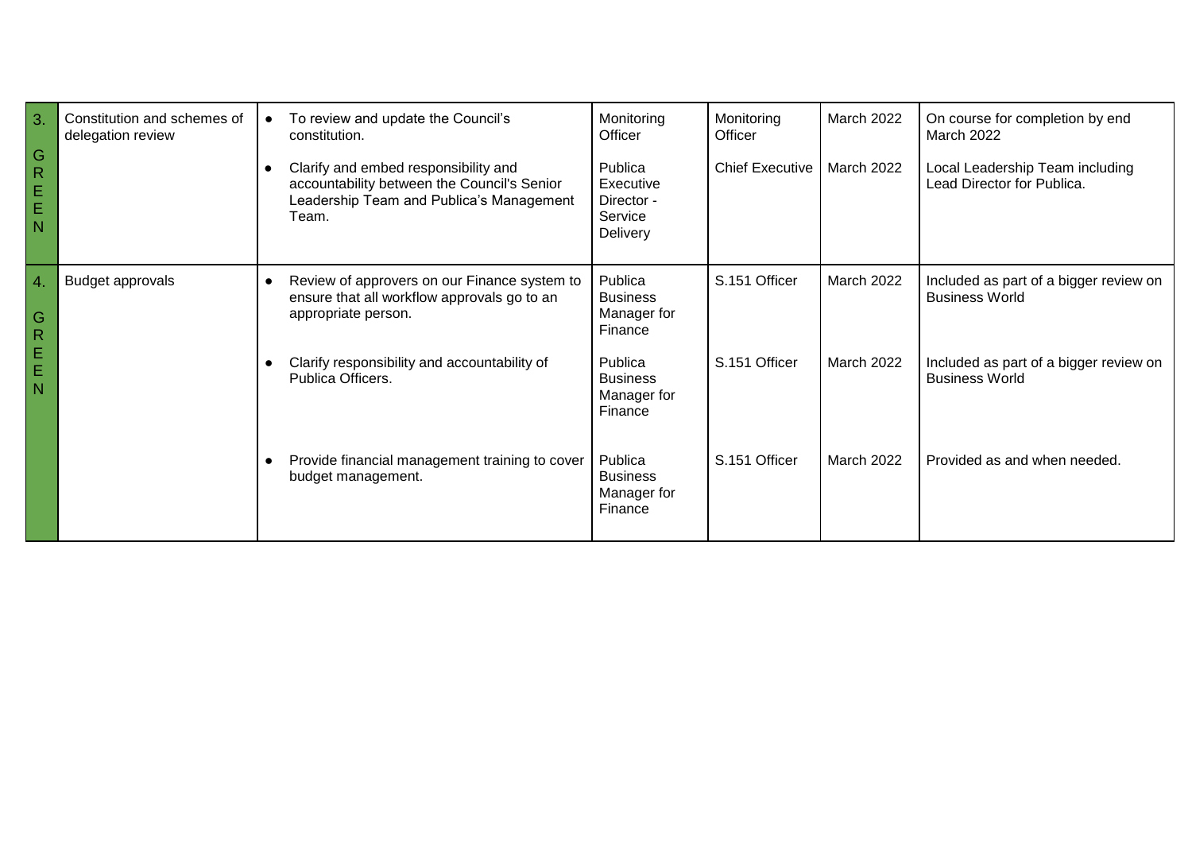| 3. GREEN | Constitution and schemes of delegation review | • To review and update the Council's constitution. | Monitoring Officer | Monitoring Officer | March 2022 | On course for completion by end March 2022 |
|---|---|---|---|---|---|---|
| | | • Clarify and embed responsibility and accountability between the Council's Senior Leadership Team and Publica's Management Team. | Publica Executive Director - Service Delivery | Chief Executive | March 2022 | Local Leadership Team including Lead Director for Publica. |
| 4. GREEN | Budget approvals | • Review of approvers on our Finance system to ensure that all workflow approvals go to an appropriate person. | Publica Business Manager for Finance | S.151 Officer | March 2022 | Included as part of a bigger review on Business World |
| | | • Clarify responsibility and accountability of Publica Officers. | Publica Business Manager for Finance | S.151 Officer | March 2022 | Included as part of a bigger review on Business World |
| | | • Provide financial management training to cover budget management. | Publica Business Manager for Finance | S.151 Officer | March 2022 | Provided as and when needed. |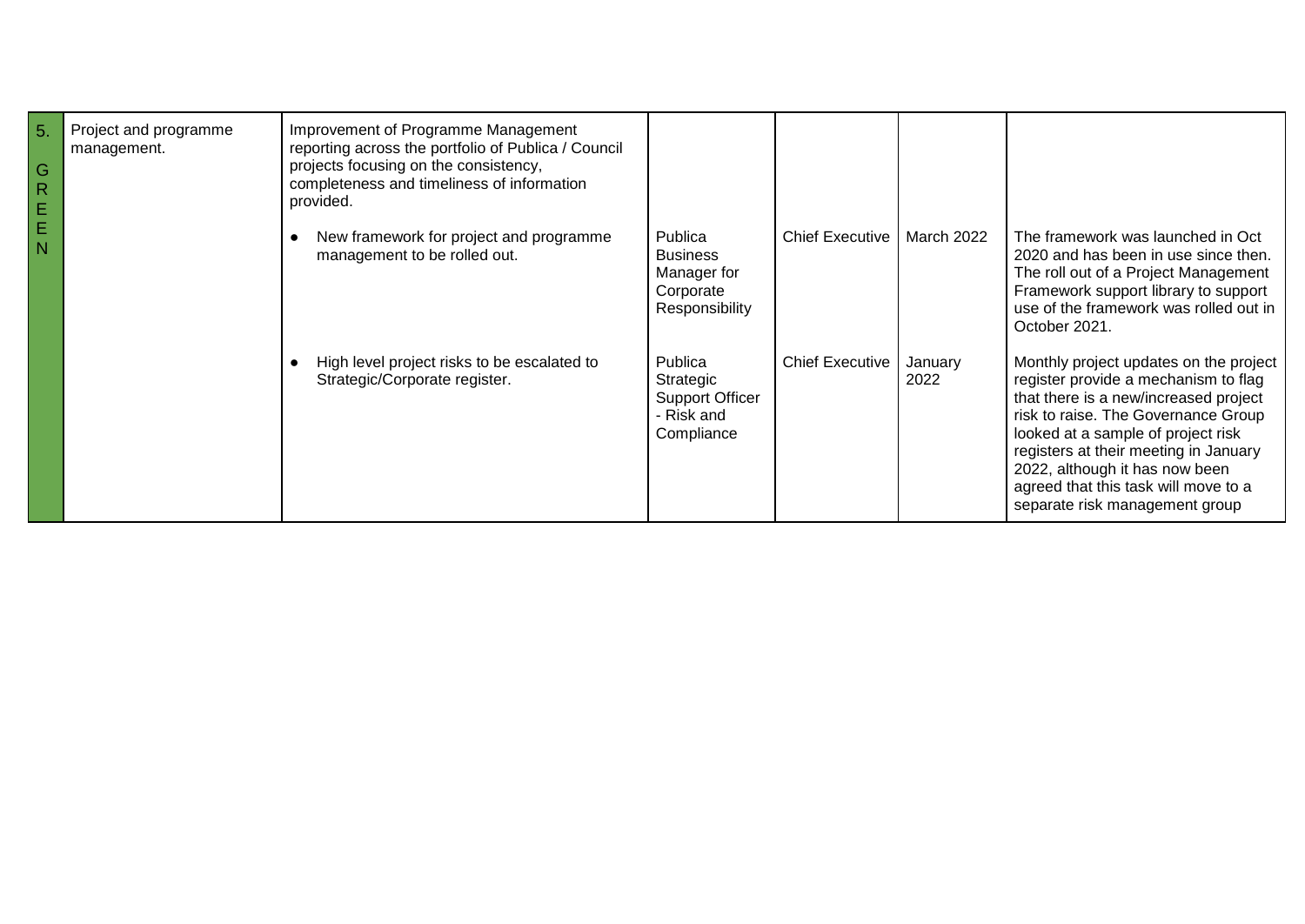| | | | | | | |
|---|---|---|---|---|---|---|
| 5. GREEN | Project and programme management. | Improvement of Programme Management reporting across the portfolio of Publica / Council projects focusing on the consistency, completeness and timeliness of information provided. | | | | |
| | | • New framework for project and programme management to be rolled out. | Publica Business Manager for Corporate Responsibility | Chief Executive | March 2022 | The framework was launched in Oct 2020 and has been in use since then. The roll out of a Project Management Framework support library to support use of the framework was rolled out in October 2021. |
| | | • High level project risks to be escalated to Strategic/Corporate register. | Publica Strategic Support Officer - Risk and Compliance | Chief Executive | January 2022 | Monthly project updates on the project register provide a mechanism to flag that there is a new/increased project risk to raise. The Governance Group looked at a sample of project risk registers at their meeting in January 2022, although it has now been agreed that this task will move to a separate risk management group |